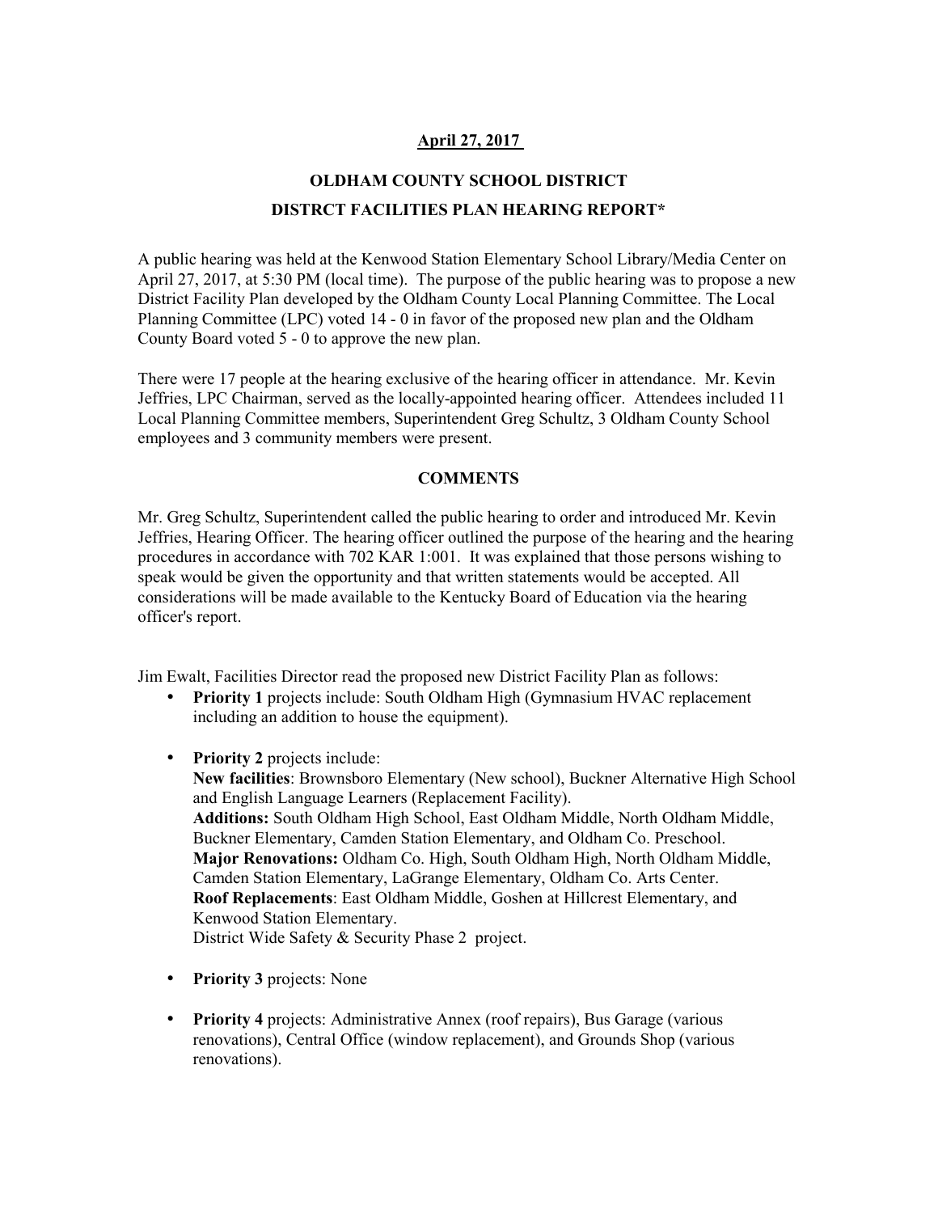**April 27, 2017**

**OLDHAM COUNTY SCHOOL DISTRICT**

**DISTRCT FACILITIES PLAN HEARING REPORT***

A public hearing was held at the Kenwood Station Elementary School Library/Media Center on April 27, 2017, at 5:30 PM (local time). The purpose of the public hearing was to propose a new District Facility Plan developed by the Oldham County Local Planning Committee. The Local Planning Committee (LPC) voted 14 - 0 in favor of the proposed new plan and the Oldham County Board voted 5 - 0 to approve the new plan.

There were 17 people at the hearing exclusive of the hearing officer in attendance. Mr. Kevin Jeffries, LPC Chairman, served as the locally-appointed hearing officer. Attendees included 11 Local Planning Committee members, Superintendent Greg Schultz, 3 Oldham County School employees and 3 community members were present.

**COMMENTS**

Mr. Greg Schultz, Superintendent called the public hearing to order and introduced Mr. Kevin Jeffries, Hearing Officer. The hearing officer outlined the purpose of the hearing and the hearing procedures in accordance with 702 KAR 1:001. It was explained that those persons wishing to speak would be given the opportunity and that written statements would be accepted. All considerations will be made available to the Kentucky Board of Education via the hearing officer's report.

Jim Ewalt, Facilities Director read the proposed new District Facility Plan as follows:

- **Priority 1** projects include: South Oldham High (Gymnasium HVAC replacement including an addition to house the equipment).

- **Priority 2** projects include:
  **New facilities**: Brownsboro Elementary (New school), Buckner Alternative High School and English Language Learners (Replacement Facility).
  **Additions:** South Oldham High School, East Oldham Middle, North Oldham Middle, Buckner Elementary, Camden Station Elementary, and Oldham Co. Preschool.
  **Major Renovations:** Oldham Co. High, South Oldham High, North Oldham Middle, Camden Station Elementary, LaGrange Elementary, Oldham Co. Arts Center.
  **Roof Replacements**: East Oldham Middle, Goshen at Hillcrest Elementary, and Kenwood Station Elementary.
  District Wide Safety & Security Phase 2 project.

- **Priority 3** projects: None

- **Priority 4** projects: Administrative Annex (roof repairs), Bus Garage (various renovations), Central Office (window replacement), and Grounds Shop (various renovations).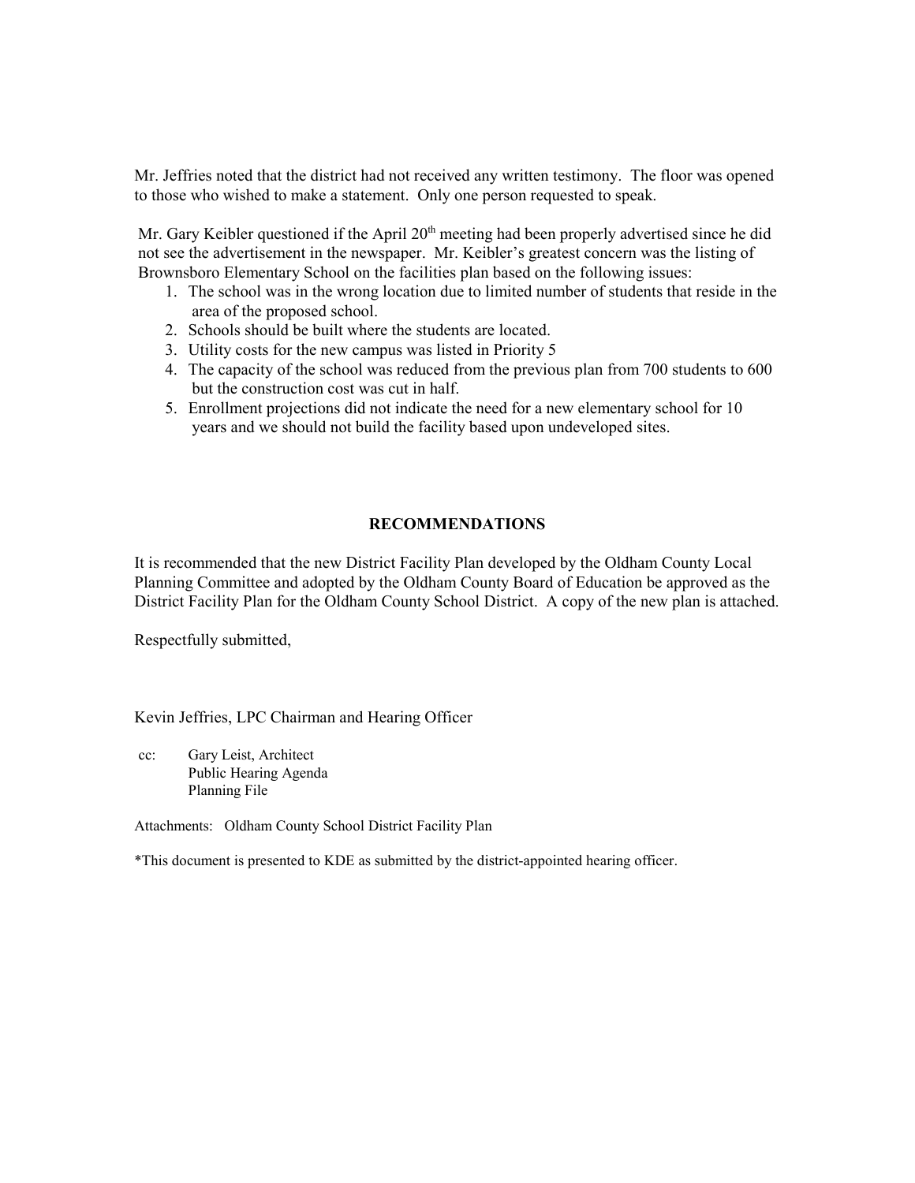Mr. Jeffries noted that the district had not received any written testimony. The floor was opened to those who wished to make a statement. Only one person requested to speak.

Mr. Gary Keibler questioned if the April 20th meeting had been properly advertised since he did not see the advertisement in the newspaper. Mr. Keibler's greatest concern was the listing of Brownsboro Elementary School on the facilities plan based on the following issues:

1. The school was in the wrong location due to limited number of students that reside in the area of the proposed school.
2. Schools should be built where the students are located.
3. Utility costs for the new campus was listed in Priority 5
4. The capacity of the school was reduced from the previous plan from 700 students to 600 but the construction cost was cut in half.
5. Enrollment projections did not indicate the need for a new elementary school for 10 years and we should not build the facility based upon undeveloped sites.

## RECOMMENDATIONS

It is recommended that the new District Facility Plan developed by the Oldham County Local Planning Committee and adopted by the Oldham County Board of Education be approved as the District Facility Plan for the Oldham County School District. A copy of the new plan is attached.

Respectfully submitted,

Kevin Jeffries, LPC Chairman and Hearing Officer

cc: Gary Leist, Architect
Public Hearing Agenda
Planning File

Attachments: Oldham County School District Facility Plan

*This document is presented to KDE as submitted by the district-appointed hearing officer.